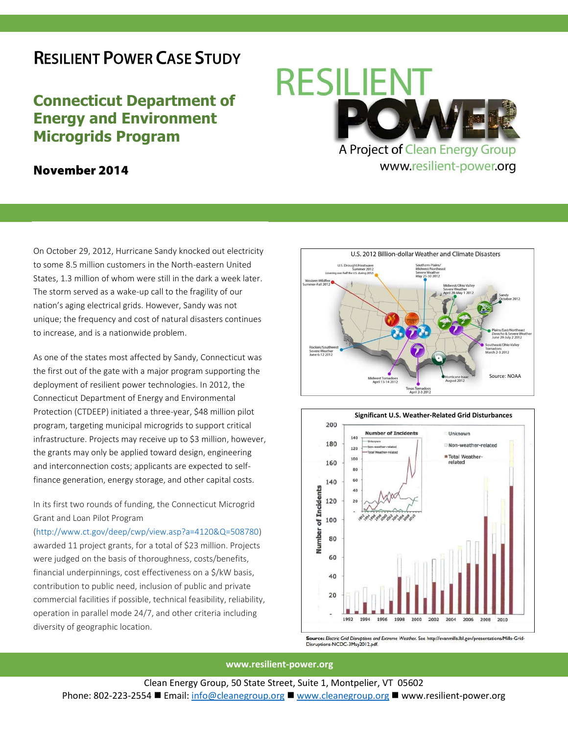# RESILIENT POWER CASE STUDY

## Connecticut Department of Energy and Environment Microgrids Program

**November 2014**

RESILIENT POWER
A Project of Clean Energy Group
www.resilient-power.org

On October 29, 2012, Hurricane Sandy knocked out electricity to some 8.5 million customers in the North-eastern United States, 1.3 million of whom were still in the dark a week later. The storm served as a wake-up call to the fragility of our nation's aging electrical grids. However, Sandy was not unique; the frequency and cost of natural disasters continues to increase, and is a nationwide problem.

As one of the states most affected by Sandy, Connecticut was the first out of the gate with a major program supporting the deployment of resilient power technologies. In 2012, the Connecticut Department of Energy and Environmental Protection (CTDEEP) initiated a three-year, $48 million pilot program, targeting municipal microgrids to support critical infrastructure. Projects may receive up to $3 million, however, the grants may only be applied toward design, engineering and interconnection costs; applicants are expected to self-finance generation, energy storage, and other capital costs.

In its first two rounds of funding, the Connecticut Microgrid Grant and Loan Pilot Program (http://www.ct.gov/deep/cwp/view.asp?a=4120&Q=508780) awarded 11 project grants, for a total of $23 million. Projects were judged on the basis of thoroughness, costs/benefits, financial underpinnings, cost effectiveness on a $/kW basis, contribution to public need, inclusion of public and private commercial facilities if possible, technical feasibility, reliability, operation in parallel mode 24/7, and other criteria including diversity of geographic location.

U.S. 2012 Billion-dollar Weather and Climate Disasters

Source: NOAA

Significant U.S. Weather-Related Grid Disturbances

**Source:** *Electric Grid Disruptions and Extreme Weather*. See http://evanmills.lbl.gov/presentations/Mills-Grid-Disruptions-NCDC-3May2012.pdf.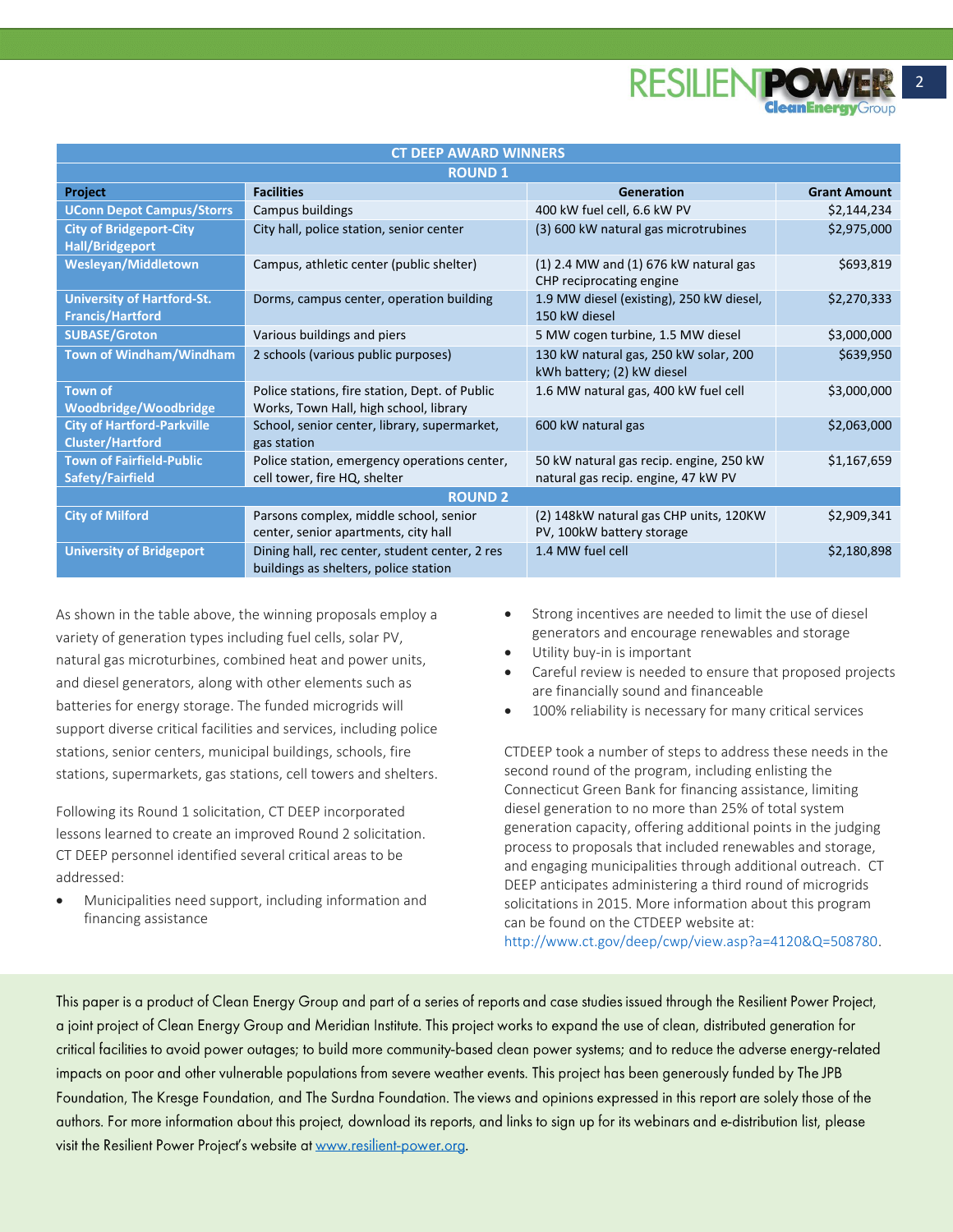| CT DEEP AWARD WINNERS | | | |
|---|---|---|---|
| ROUND 1 | | | |
| **Project** | **Facilities** | **Generation** | **Grant Amount** |
| **UConn Depot Campus/Storrs** | Campus buildings | 400 kW fuel cell, 6.6 kW PV | $2,144,234 |
| **City of Bridgeport-City Hall/Bridgeport** | City hall, police station, senior center | (3) 600 kW natural gas microtrubines | $2,975,000 |
| **Wesleyan/Middletown** | Campus, athletic center (public shelter) | (1) 2.4 MW and (1) 676 kW natural gas CHP reciprocating engine | $693,819 |
| **University of Hartford-St. Francis/Hartford** | Dorms, campus center, operation building | 1.9 MW diesel (existing), 250 kW diesel, 150 kW diesel | $2,270,333 |
| **SUBASE/Groton** | Various buildings and piers | 5 MW cogen turbine, 1.5 MW diesel | $3,000,000 |
| **Town of Windham/Windham** | 2 schools (various public purposes) | 130 kW natural gas, 250 kW solar, 200 kWh battery; (2) kW diesel | $639,950 |
| **Town of Woodbridge/Woodbridge** | Police stations, fire station, Dept. of Public Works, Town Hall, high school, library | 1.6 MW natural gas, 400 kW fuel cell | $3,000,000 |
| **City of Hartford-Parkville Cluster/Hartford** | School, senior center, library, supermarket, gas station | 600 kW natural gas | $2,063,000 |
| **Town of Fairfield-Public Safety/Fairfield** | Police station, emergency operations center, cell tower, fire HQ, shelter | 50 kW natural gas recip. engine, 250 kW natural gas recip. engine, 47 kW PV | $1,167,659 |
| ROUND 2 | | | |
| **City of Milford** | Parsons complex, middle school, senior center, senior apartments, city hall | (2) 148kW natural gas CHP units, 120KW PV, 100kW battery storage | $2,909,341 |
| **University of Bridgeport** | Dining hall, rec center, student center, 2 res buildings as shelters, police station | 1.4 MW fuel cell | $2,180,898 |

As shown in the table above, the winning proposals employ a variety of generation types including fuel cells, solar PV, natural gas microturbines, combined heat and power units, and diesel generators, along with other elements such as batteries for energy storage. The funded microgrids will support diverse critical facilities and services, including police stations, senior centers, municipal buildings, schools, fire stations, supermarkets, gas stations, cell towers and shelters.

Following its Round 1 solicitation, CT DEEP incorporated lessons learned to create an improved Round 2 solicitation. CT DEEP personnel identified several critical areas to be addressed:

- Municipalities need support, including information and financing assistance
- Strong incentives are needed to limit the use of diesel generators and encourage renewables and storage
- Utility buy-in is important
- Careful review is needed to ensure that proposed projects are financially sound and financeable
- 100% reliability is necessary for many critical services

CTDEEP took a number of steps to address these needs in the second round of the program, including enlisting the Connecticut Green Bank for financing assistance, limiting diesel generation to no more than 25% of total system generation capacity, offering additional points in the judging process to proposals that included renewables and storage, and engaging municipalities through additional outreach. CT DEEP anticipates administering a third round of microgrids solicitations in 2015. More information about this program can be found on the CTDEEP website at: http://www.ct.gov/deep/cwp/view.asp?a=4120&Q=508780.

This paper is a product of Clean Energy Group and part of a series of reports and case studies issued through the Resilient Power Project, a joint project of Clean Energy Group and Meridian Institute. This project works to expand the use of clean, distributed generation for critical facilities to avoid power outages; to build more community-based clean power systems; and to reduce the adverse energy-related impacts on poor and other vulnerable populations from severe weather events. This project has been generously funded by The JPB Foundation, The Kresge Foundation, and The Surdna Foundation. The views and opinions expressed in this report are solely those of the authors. For more information about this project, download its reports, and links to sign up for its webinars and e-distribution list, please visit the Resilient Power Project's website at www.resilient-power.org.